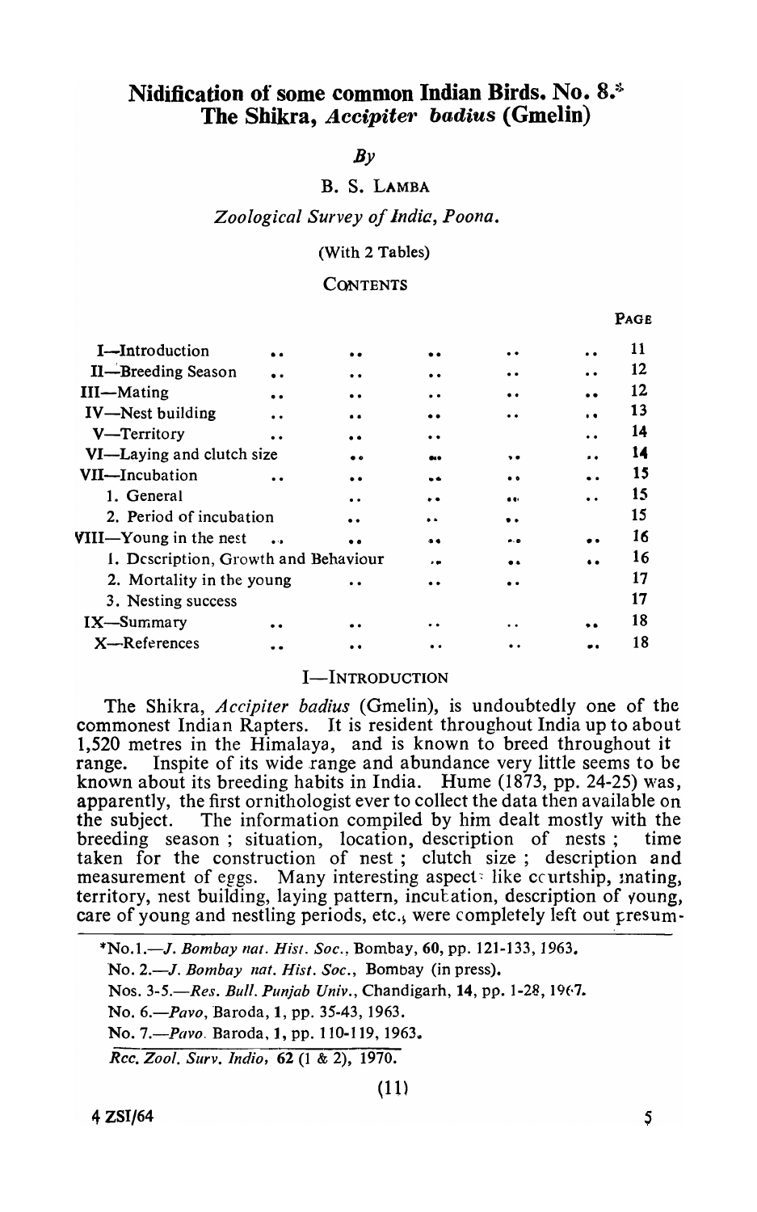# Nidification of some common Indian Birds. No. 8.*
## The Shikra, *Accipiter badius* (Gmelin)

*By*

B. S. Lamba

*Zoological Survey of India, Poona.*

(With 2 Tables)

### Contents

| | Page |
|---|---|
| I—Introduction | 11 |
| II—Breeding Season | 12 |
| III—Mating | 12 |
| IV—Nest building | 13 |
| V—Territory | 14 |
| VI—Laying and clutch size | 14 |
| VII—Incubation | 15 |
| 1. General | 15 |
| 2. Period of incubation | 15 |
| VIII—Young in the nest | 16 |
| 1. Description, Growth and Behaviour | 16 |
| 2. Mortality in the young | 17 |
| 3. Nesting success | 17 |
| IX—Summary | 18 |
| X—References | 18 |

## I—Introduction

The Shikra, *Accipiter badius* (Gmelin), is undoubtedly one of the commonest Indian Rapters. It is resident throughout India up to about 1,520 metres in the Himalaya, and is known to breed throughout it range. Inspite of its wide range and abundance very little seems to be known about its breeding habits in India. Hume (1873, pp. 24-25) was, apparently, the first ornithologist ever to collect the data then available on the subject. The information compiled by him dealt mostly with the breeding season ; situation, location, description of nests ; time taken for the construction of nest ; clutch size ; description and measurement of eggs. Many interesting aspects like courtship, mating, territory, nest building, laying pattern, incubation, description of young, care of young and nestling periods, etc., were completely left out presum-

---

*No. 1.—*J. Bombay nat. Hist. Soc.*, Bombay, 60, pp. 121-133, 1963.

No. 2.—*J. Bombay nat. Hist. Soc.*, Bombay (in press).

Nos. 3-5.—*Res. Bull. Punjab Univ.*, Chandigarh, 14, pp. 1-28, 1967.

No. 6.—*Pavo*, Baroda, 1, pp. 35-43, 1963.

No. 7.—*Pavo*. Baroda, 1, pp. 110-119, 1963.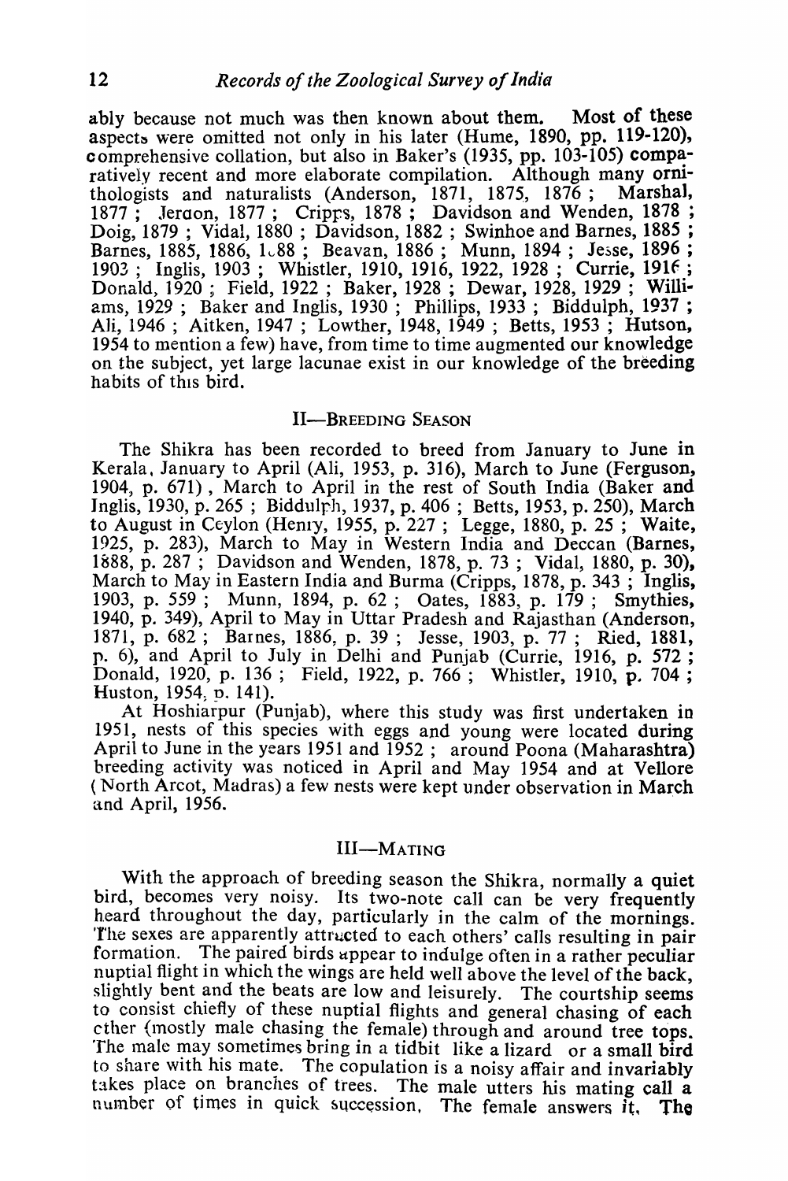ably because not much was then known about them. Most of these aspects were omitted not only in his later (Hume, 1890, pp. 119-120), comprehensive collation, but also in Baker's (1935, pp. 103-105) comparatively recent and more elaborate compilation. Although many ornithologists and naturalists (Anderson, 1871, 1875, 1876 ; Marshal, 1877 ; Jeraon, 1877 ; Cripps, 1878 ; Davidson and Wenden, 1878 ; Doig, 1879 ; Vidal, 1880 ; Davidson, 1882 ; Swinhoe and Barnes, 1885 ; Barnes, 1885, 1886, 1888 ; Beavan, 1886 ; Munn, 1894 ; Jesse, 1896 ; 1903 ; Inglis, 1903 ; Whistler, 1910, 1916, 1922, 1928 ; Currie, 1916 ; Donald, 1920 ; Field, 1922 ; Baker, 1928 ; Dewar, 1928, 1929 ; Williams, 1929 ; Baker and Inglis, 1930 ; Phillips, 1933 ; Biddulph, 1937 ; Ali, 1946 ; Aitken, 1947 ; Lowther, 1948, 1949 ; Betts, 1953 ; Hutson, 1954 to mention a few) have, from time to time augmented our knowledge on the subject, yet large lacunae exist in our knowledge of the breeding habits of this bird.

## II—Breeding Season

The Shikra has been recorded to breed from January to June in Kerala, January to April (Ali, 1953, p. 316), March to June (Ferguson, 1904, p. 671), March to April in the rest of South India (Baker and Inglis, 1930, p. 265 ; Biddulph, 1937, p. 406 ; Betts, 1953, p. 250), March to August in Ceylon (Henry, 1955, p. 227 ; Legge, 1880, p. 25 ; Waite, 1925, p. 283), March to May in Western India and Deccan (Barnes, 1888, p. 287 ; Davidson and Wenden, 1878, p. 73 ; Vidal, 1880, p. 30), March to May in Eastern India and Burma (Cripps, 1878, p. 343 ; Inglis, 1903, p. 559 ; Munn, 1894, p. 62 ; Oates, 1883, p. 179 ; Smythies, 1940, p. 349), April to May in Uttar Pradesh and Rajasthan (Anderson, 1871, p. 682 ; Barnes, 1886, p. 39 ; Jesse, 1903, p. 77 ; Ried, 1881, p. 6), and April to July in Delhi and Punjab (Currie, 1916, p. 572 ; Donald, 1920, p. 136 ; Field, 1922, p. 766 ; Whistler, 1910, p. 704 ; Huston, 1954, p. 141).

At Hoshiarpur (Punjab), where this study was first undertaken in 1951, nests of this species with eggs and young were located during April to June in the years 1951 and 1952 ; around Poona (Maharashtra) breeding activity was noticed in April and May 1954 and at Vellore (North Arcot, Madras) a few nests were kept under observation in March and April, 1956.

## III—Mating

With the approach of breeding season the Shikra, normally a quiet bird, becomes very noisy. Its two-note call can be very frequently heard throughout the day, particularly in the calm of the mornings. The sexes are apparently attracted to each others' calls resulting in pair formation. The paired birds appear to indulge often in a rather peculiar nuptial flight in which the wings are held well above the level of the back, slightly bent and the beats are low and leisurely. The courtship seems to consist chiefly of these nuptial flights and general chasing of each other (mostly male chasing the female) through and around tree tops. The male may sometimes bring in a tidbit like a lizard or a small bird to share with his mate. The copulation is a noisy affair and invariably takes place on branches of trees. The male utters his mating call a number of times in quick succession. The female answers it. The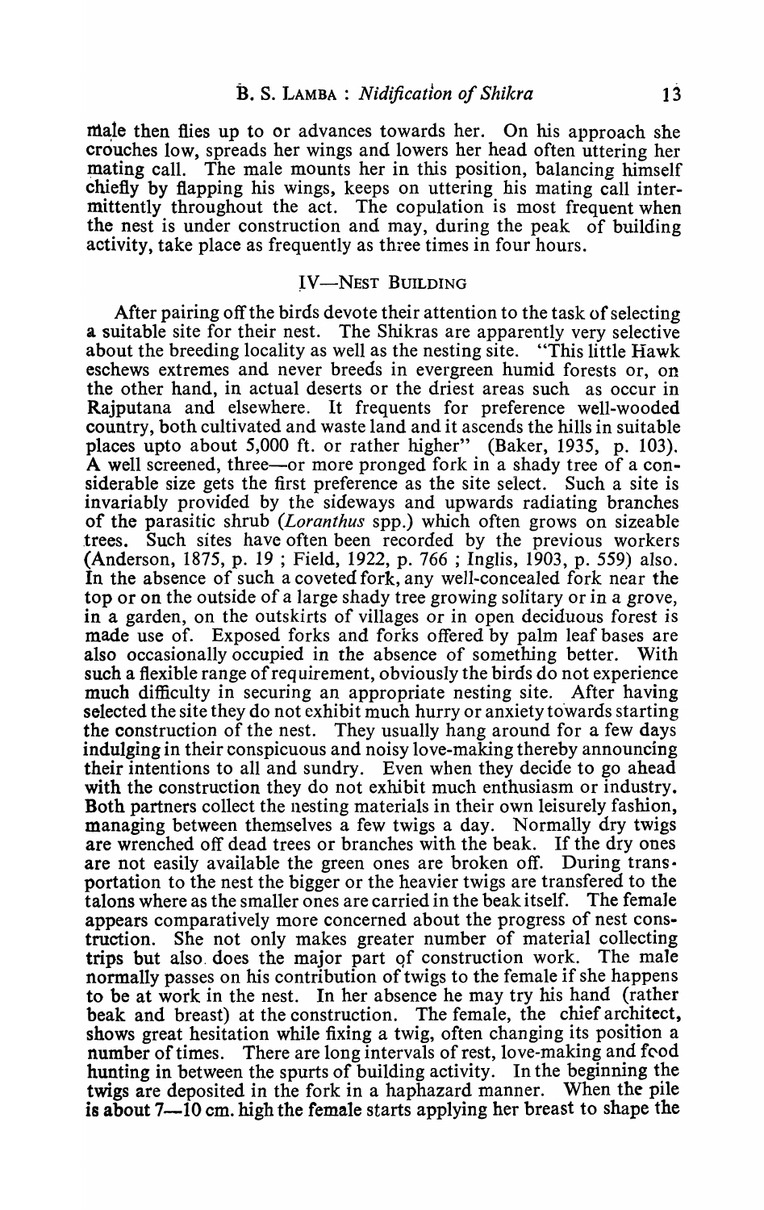male then flies up to or advances towards her. On his approach she crouches low, spreads her wings and lowers her head often uttering her mating call. The male mounts her in this position, balancing himself chiefly by flapping his wings, keeps on uttering his mating call intermittently throughout the act. The copulation is most frequent when the nest is under construction and may, during the peak of building activity, take place as frequently as three times in four hours.

## IV—NEST BUILDING

After pairing off the birds devote their attention to the task of selecting a suitable site for their nest. The Shikras are apparently very selective about the breeding locality as well as the nesting site. "This little Hawk eschews extremes and never breeds in evergreen humid forests or, on the other hand, in actual deserts or the driest areas such as occur in Rajputana and elsewhere. It frequents for preference well-wooded country, both cultivated and waste land and it ascends the hills in suitable places upto about 5,000 ft. or rather higher" (Baker, 1935, p. 103). A well screened, three—or more pronged fork in a shady tree of a considerable size gets the first preference as the site select. Such a site is invariably provided by the sideways and upwards radiating branches of the parasitic shrub (*Loranthus* spp.) which often grows on sizeable trees. Such sites have often been recorded by the previous workers (Anderson, 1875, p. 19 ; Field, 1922, p. 766 ; Inglis, 1903, p. 559) also. In the absence of such a coveted fork, any well-concealed fork near the top or on the outside of a large shady tree growing solitary or in a grove, in a garden, on the outskirts of villages or in open deciduous forest is made use of. Exposed forks and forks offered by palm leaf bases are also occasionally occupied in the absence of something better. With such a flexible range of requirement, obviously the birds do not experience much difficulty in securing an appropriate nesting site. After having selected the site they do not exhibit much hurry or anxiety towards starting the construction of the nest. They usually hang around for a few days indulging in their conspicuous and noisy love-making thereby announcing their intentions to all and sundry. Even when they decide to go ahead with the construction they do not exhibit much enthusiasm or industry. Both partners collect the nesting materials in their own leisurely fashion, managing between themselves a few twigs a day. Normally dry twigs are wrenched off dead trees or branches with the beak. If the dry ones are not easily available the green ones are broken off. During transportation to the nest the bigger or the heavier twigs are transfered to the talons where as the smaller ones are carried in the beak itself. The female appears comparatively more concerned about the progress of nest construction. She not only makes greater number of material collecting trips but also does the major part of construction work. The male normally passes on his contribution of twigs to the female if she happens to be at work in the nest. In her absence he may try his hand (rather beak and breast) at the construction. The female, the chief architect, shows great hesitation while fixing a twig, often changing its position a number of times. There are long intervals of rest, love-making and food hunting in between the spurts of building activity. In the beginning the twigs are deposited in the fork in a haphazard manner. When the pile is about 7—10 cm. high the female starts applying her breast to shape the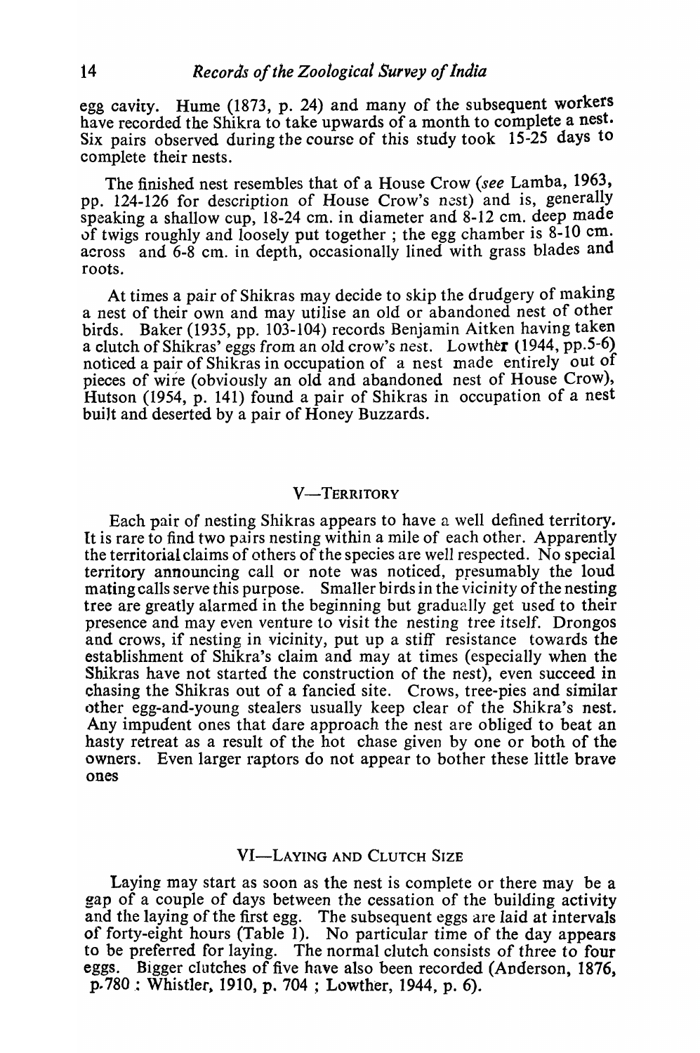egg cavity. Hume (1873, p. 24) and many of the subsequent workers have recorded the Shikra to take upwards of a month to complete a nest. Six pairs observed during the course of this study took 15-25 days to complete their nests.

The finished nest resembles that of a House Crow (*see* Lamba, 1963, pp. 124-126 for description of House Crow's nest) and is, generally speaking a shallow cup, 18-24 cm. in diameter and 8-12 cm. deep made of twigs roughly and loosely put together ; the egg chamber is 8-10 cm. across and 6-8 cm. in depth, occasionally lined with grass blades and roots.

At times a pair of Shikras may decide to skip the drudgery of making a nest of their own and may utilise an old or abandoned nest of other birds. Baker (1935, pp. 103-104) records Benjamin Aitken having taken a clutch of Shikras' eggs from an old crow's nest. Lowther (1944, pp.5-6) noticed a pair of Shikras in occupation of a nest made entirely out of pieces of wire (obviously an old and abandoned nest of House Crow), Hutson (1954, p. 141) found a pair of Shikras in occupation of a nest built and deserted by a pair of Honey Buzzards.

## V—TERRITORY

Each pair of nesting Shikras appears to have a well defined territory. It is rare to find two pairs nesting within a mile of each other. Apparently the territorial claims of others of the species are well respected. No special territory announcing call or note was noticed, presumably the loud mating calls serve this purpose. Smaller birds in the vicinity of the nesting tree are greatly alarmed in the beginning but gradually get used to their presence and may even venture to visit the nesting tree itself. Drongos and crows, if nesting in vicinity, put up a stiff resistance towards the establishment of Shikra's claim and may at times (especially when the Shikras have not started the construction of the nest), even succeed in chasing the Shikras out of a fancied site. Crows, tree-pies and similar other egg-and-young stealers usually keep clear of the Shikra's nest. Any impudent ones that dare approach the nest are obliged to beat an hasty retreat as a result of the hot chase given by one or both of the owners. Even larger raptors do not appear to bother these little brave ones

## VI—LAYING AND CLUTCH SIZE

Laying may start as soon as the nest is complete or there may be a gap of a couple of days between the cessation of the building activity and the laying of the first egg. The subsequent eggs are laid at intervals of forty-eight hours (Table 1). No particular time of the day appears to be preferred for laying. The normal clutch consists of three to four eggs. Bigger clutches of five have also been recorded (Anderson, 1876, p. 780 : Whistler, 1910, p. 704 ; Lowther, 1944, p. 6).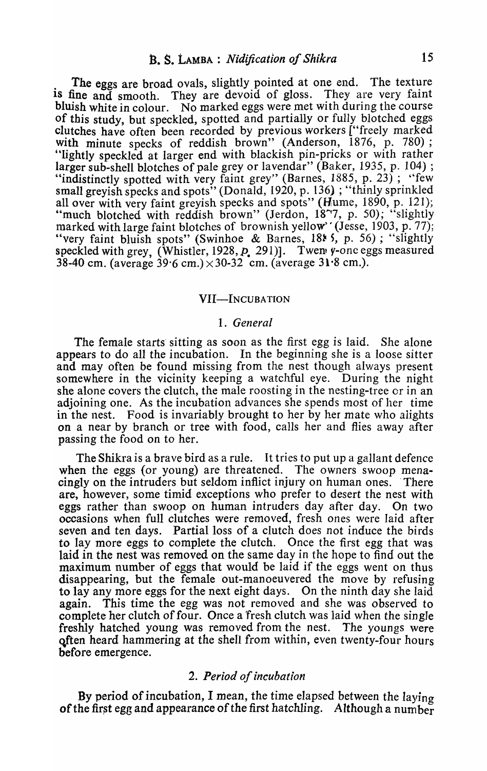The eggs are broad ovals, slightly pointed at one end. The texture is fine and smooth. They are devoid of gloss. They are very faint bluish white in colour. No marked eggs were met with during the course of this study, but speckled, spotted and partially or fully blotched eggs clutches have often been recorded by previous workers ["freely marked with minute specks of reddish brown" (Anderson, 1876, p. 780); "lightly speckled at larger end with blackish pin-pricks or with rather larger sub-shell blotches of pale grey or lavendar" (Baker, 1935, p. 104); "indistinctly spotted with very faint grey" (Barnes, 1885, p. 23); "few small greyish specks and spots" (Donald, 1920, p. 136); "thinly sprinkled all over with very faint greyish specks and spots" (Hume, 1890, p. 121); "much blotched with reddish brown" (Jerdon, 1877, p. 50); "slightly marked with large faint blotches of brownish yellow" (Jesse, 1903, p. 77); "very faint bluish spots" (Swinhoe & Barnes, 1885, p. 56); "slightly speckled with grey, (Whistler, 1928, p. 291)]. Twenty-one eggs measured 38-40 cm. (average 39·6 cm.) × 30-32 cm. (average 31·8 cm.).

## VII—Incubation

### 1. *General*

The female starts sitting as soon as the first egg is laid. She alone appears to do all the incubation. In the beginning she is a loose sitter and may often be found missing from the nest though always present somewhere in the vicinity keeping a watchful eye. During the night she alone covers the clutch, the male roosting in the nesting-tree or in an adjoining one. As the incubation advances she spends most of her time in the nest. Food is invariably brought to her by her mate who alights on a near by branch or tree with food, calls her and flies away after passing the food on to her.

The Shikra is a brave bird as a rule. It tries to put up a gallant defence when the eggs (or young) are threatened. The owners swoop menacingly on the intruders but seldom inflict injury on human ones. There are, however, some timid exceptions who prefer to desert the nest with eggs rather than swoop on human intruders day after day. On two occasions when full clutches were removed, fresh ones were laid after seven and ten days. Partial loss of a clutch does not induce the birds to lay more eggs to complete the clutch. Once the first egg that was laid in the nest was removed on the same day in the hope to find out the maximum number of eggs that would be laid if the eggs went on thus disappearing, but the female out-manoeuvered the move by refusing to lay any more eggs for the next eight days. On the ninth day she laid again. This time the egg was not removed and she was observed to complete her clutch of four. Once a fresh clutch was laid when the single freshly hatched young was removed from the nest. The youngs were often heard hammering at the shell from within, even twenty-four hours before emergence.

### 2. *Period of incubation*

By period of incubation, I mean, the time elapsed between the laying of the first egg and appearance of the first hatchling. Although a number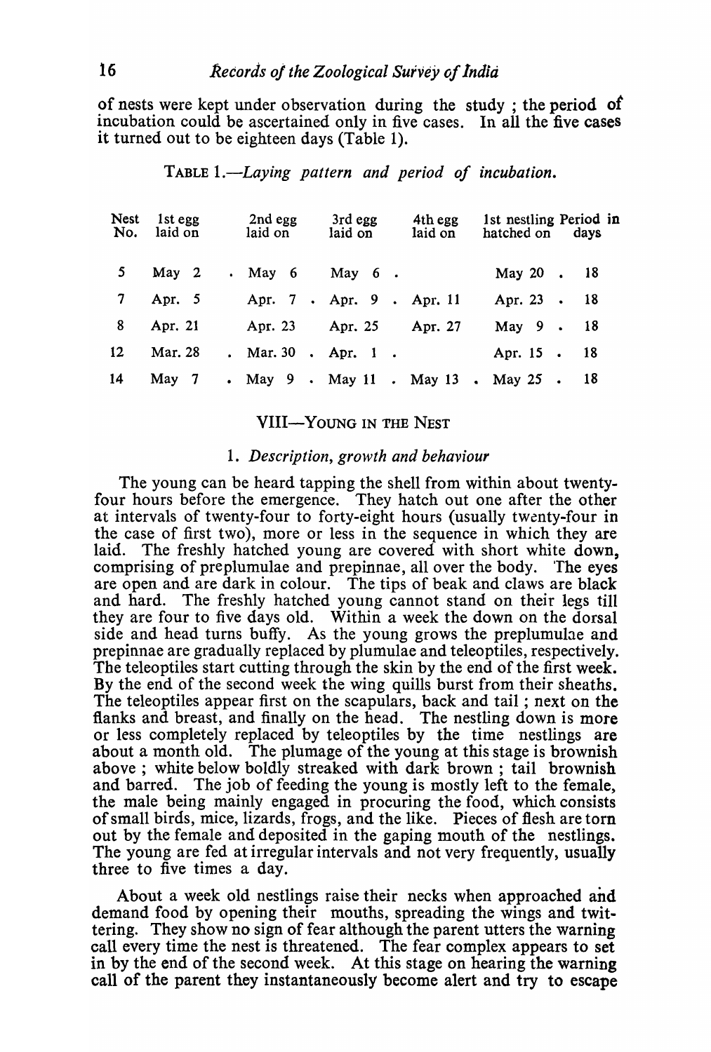of nests were kept under observation during the study ; the period of incubation could be ascertained only in five cases. In all the five cases it turned out to be eighteen days (Table 1).

TABLE 1.—*Laying pattern and period of incubation.*

| Nest No. | 1st egg laid on | 2nd egg laid on | 3rd egg laid on | 4th egg laid on | 1st nestling hatched on | Period in days |
|---|---|---|---|---|---|---|
| 5 | May 2 | May 6 | May 6 | | May 20 | 18 |
| 7 | Apr. 5 | Apr. 7 | Apr. 9 | Apr. 11 | Apr. 23 | 18 |
| 8 | Apr. 21 | Apr. 23 | Apr. 25 | Apr. 27 | May 9 | 18 |
| 12 | Mar. 28 | Mar. 30 | Apr. 1 | | Apr. 15 | 18 |
| 14 | May 7 | May 9 | May 11 | May 13 | May 25 | 18 |

## VIII—YOUNG IN THE NEST

### 1. *Description, growth and behaviour*

The young can be heard tapping the shell from within about twenty-four hours before the emergence. They hatch out one after the other at intervals of twenty-four to forty-eight hours (usually twenty-four in the case of first two), more or less in the sequence in which they are laid. The freshly hatched young are covered with short white down, comprising of preplumulae and prepinnae, all over the body. The eyes are open and are dark in colour. The tips of beak and claws are black and hard. The freshly hatched young cannot stand on their legs till they are four to five days old. Within a week the down on the dorsal side and head turns buffy. As the young grows the preplumulae and prepinnae are gradually replaced by plumulae and teleoptiles, respectively. The teleoptiles start cutting through the skin by the end of the first week. By the end of the second week the wing quills burst from their sheaths. The teleoptiles appear first on the scapulars, back and tail ; next on the flanks and breast, and finally on the head. The nestling down is more or less completely replaced by teleoptiles by the time nestlings are about a month old. The plumage of the young at this stage is brownish above ; white below boldly streaked with dark brown ; tail brownish and barred. The job of feeding the young is mostly left to the female, the male being mainly engaged in procuring the food, which consists of small birds, mice, lizards, frogs, and the like. Pieces of flesh are torn out by the female and deposited in the gaping mouth of the nestlings. The young are fed at irregular intervals and not very frequently, usually three to five times a day.

About a week old nestlings raise their necks when approached and demand food by opening their mouths, spreading the wings and twittering. They show no sign of fear although the parent utters the warning call every time the nest is threatened. The fear complex appears to set in by the end of the second week. At this stage on hearing the warning call of the parent they instantaneously become alert and try to escape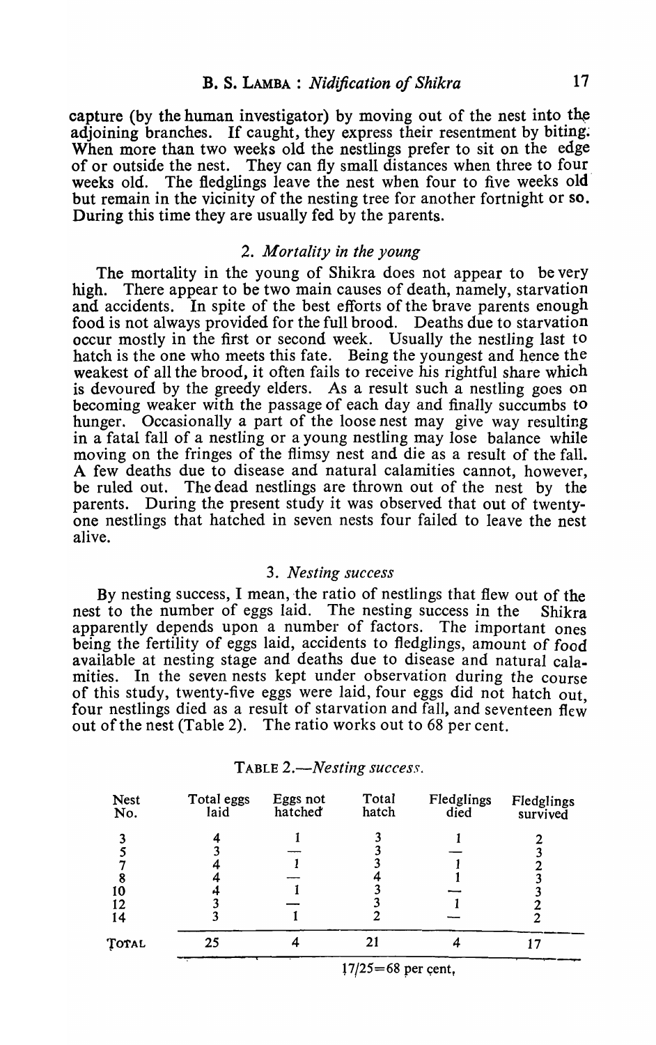capture (by the human investigator) by moving out of the nest into the adjoining branches. If caught, they express their resentment by biting. When more than two weeks old the nestlings prefer to sit on the edge of or outside the nest. They can fly small distances when three to four weeks old. The fledglings leave the nest when four to five weeks old but remain in the vicinity of the nesting tree for another fortnight or so. During this time they are usually fed by the parents.

### 2. *Mortality in the young*

The mortality in the young of Shikra does not appear to be very high. There appear to be two main causes of death, namely, starvation and accidents. In spite of the best efforts of the brave parents enough food is not always provided for the full brood. Deaths due to starvation occur mostly in the first or second week. Usually the nestling last to hatch is the one who meets this fate. Being the youngest and hence the weakest of all the brood, it often fails to receive his rightful share which is devoured by the greedy elders. As a result such a nestling goes on becoming weaker with the passage of each day and finally succumbs to hunger. Occasionally a part of the loose nest may give way resulting in a fatal fall of a nestling or a young nestling may lose balance while moving on the fringes of the flimsy nest and die as a result of the fall. A few deaths due to disease and natural calamities cannot, however, be ruled out. The dead nestlings are thrown out of the nest by the parents. During the present study it was observed that out of twenty-one nestlings that hatched in seven nests four failed to leave the nest alive.

### 3. *Nesting success*

By nesting success, I mean, the ratio of nestlings that flew out of the nest to the number of eggs laid. The nesting success in the Shikra apparently depends upon a number of factors. The important ones being the fertility of eggs laid, accidents to fledglings, amount of food available at nesting stage and deaths due to disease and natural calamities. In the seven nests kept under observation during the course of this study, twenty-five eggs were laid, four eggs did not hatch out, four nestlings died as a result of starvation and fall, and seventeen flew out of the nest (Table 2). The ratio works out to 68 per cent.

TABLE 2.—*Nesting success.*

| Nest No. | Total eggs laid | Eggs not hatched | Total hatch | Fledglings died | Fledglings survived |
|---|---|---|---|---|---|
| 3 | 4 | 1 | 3 | 1 | 2 |
| 5 | 3 | — | 3 | — | 3 |
| 7 | 4 | 1 | 3 | 1 | 2 |
| 8 | 4 | — | 4 | 1 | 3 |
| 10 | 4 | 1 | 3 | — | 3 |
| 12 | 3 | — | 3 | 1 | 2 |
| 14 | 3 | 1 | 2 | — | 2 |
| TOTAL | 25 | 4 | 21 | 4 | 17 |

17/25=68 per cent.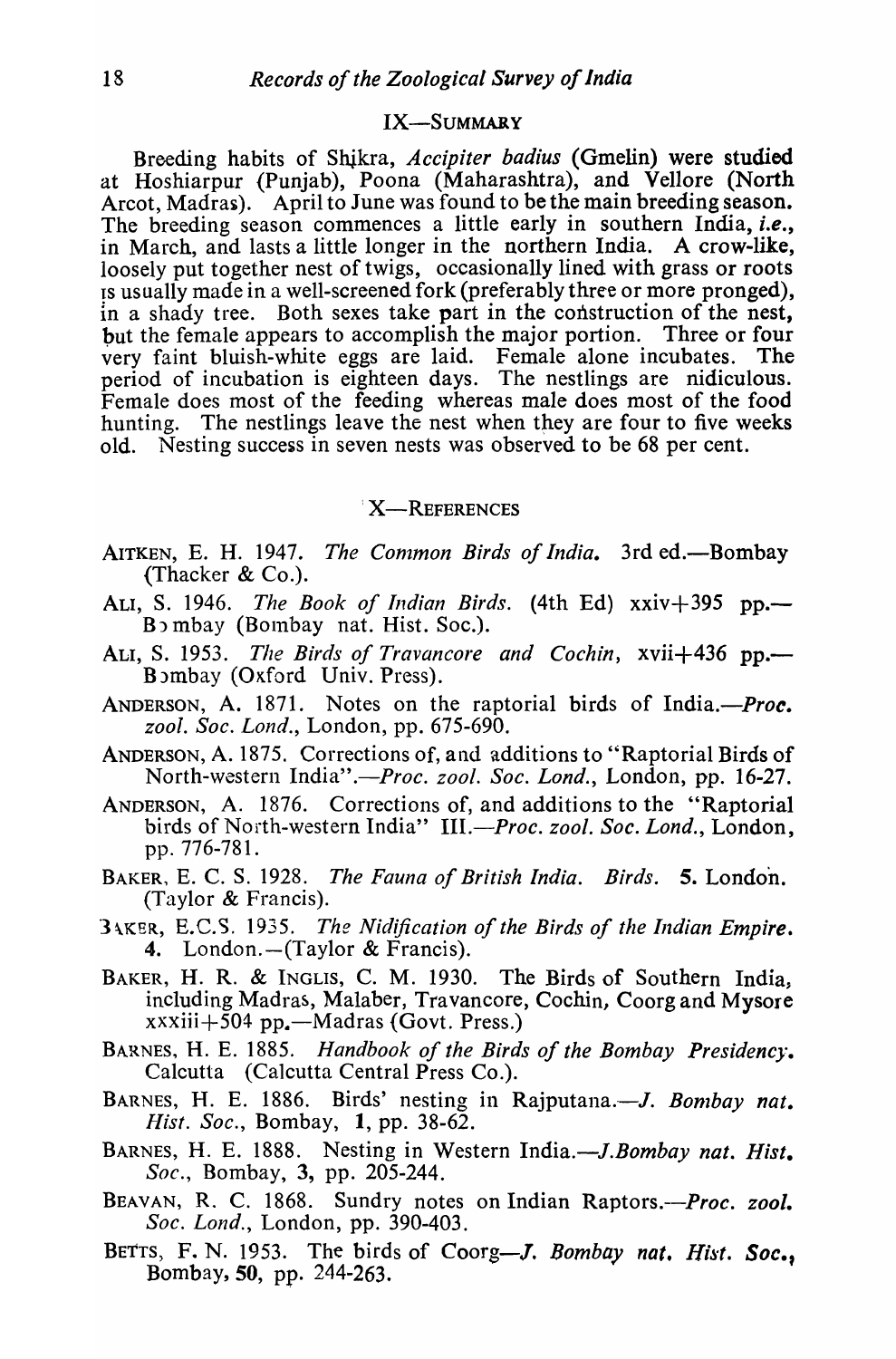## IX—SUMMARY

Breeding habits of Shikra, *Accipiter badius* (Gmelin) were studied at Hoshiarpur (Punjab), Poona (Maharashtra), and Vellore (North Arcot, Madras). April to June was found to be the main breeding season. The breeding season commences a little early in southern India, *i.e.*, in March, and lasts a little longer in the northern India. A crow-like, loosely put together nest of twigs, occasionally lined with grass or roots is usually made in a well-screened fork (preferably three or more pronged), in a shady tree. Both sexes take part in the construction of the nest, but the female appears to accomplish the major portion. Three or four very faint bluish-white eggs are laid. Female alone incubates. The period of incubation is eighteen days. The nestlings are nidiculous. Female does most of the feeding whereas male does most of the food hunting. The nestlings leave the nest when they are four to five weeks old. Nesting success in seven nests was observed to be 68 per cent.

## X—REFERENCES

AITKEN, E. H. 1947. *The Common Birds of India.* 3rd ed.—Bombay (Thacker & Co.).

ALI, S. 1946. *The Book of Indian Birds.* (4th Ed) xxiv+395 pp.—Bombay (Bombay nat. Hist. Soc.).

ALI, S. 1953. *The Birds of Travancore and Cochin,* xvii+436 pp.—Bombay (Oxford Univ. Press).

ANDERSON, A. 1871. Notes on the raptorial birds of India.—*Proc. zool. Soc. Lond.*, London, pp. 675-690.

ANDERSON, A. 1875. Corrections of, and additions to "Raptorial Birds of North-western India".—*Proc. zool. Soc. Lond.*, London, pp. 16-27.

ANDERSON, A. 1876. Corrections of, and additions to the "Raptorial birds of North-western India" III.—*Proc. zool. Soc. Lond.*, London, pp. 776-781.

BAKER, E. C. S. 1928. *The Fauna of British India. Birds.* **5.** London. (Taylor & Francis).

BAKER, E.C.S. 1935. *The Nidification of the Birds of the Indian Empire.* **4.** London.—(Taylor & Francis).

BAKER, H. R. & INGLIS, C. M. 1930. The Birds of Southern India, including Madras, Malaber, Travancore, Cochin, Coorg and Mysore xxxiii+504 pp.—Madras (Govt. Press.)

BARNES, H. E. 1885. *Handbook of the Birds of the Bombay Presidency.* Calcutta (Calcutta Central Press Co.).

BARNES, H. E. 1886. Birds' nesting in Rajputana.—*J. Bombay nat. Hist. Soc.*, Bombay, **1**, pp. 38-62.

BARNES, H. E. 1888. Nesting in Western India.—*J.Bombay nat. Hist. Soc.*, Bombay, **3**, pp. 205-244.

BEAVAN, R. C. 1868. Sundry notes on Indian Raptors.—*Proc. zool. Soc. Lond.*, London, pp. 390-403.

BETTS, F. N. 1953. The birds of Coorg—*J. Bombay nat. Hist. Soc.*, Bombay, **50**, pp. 244-263.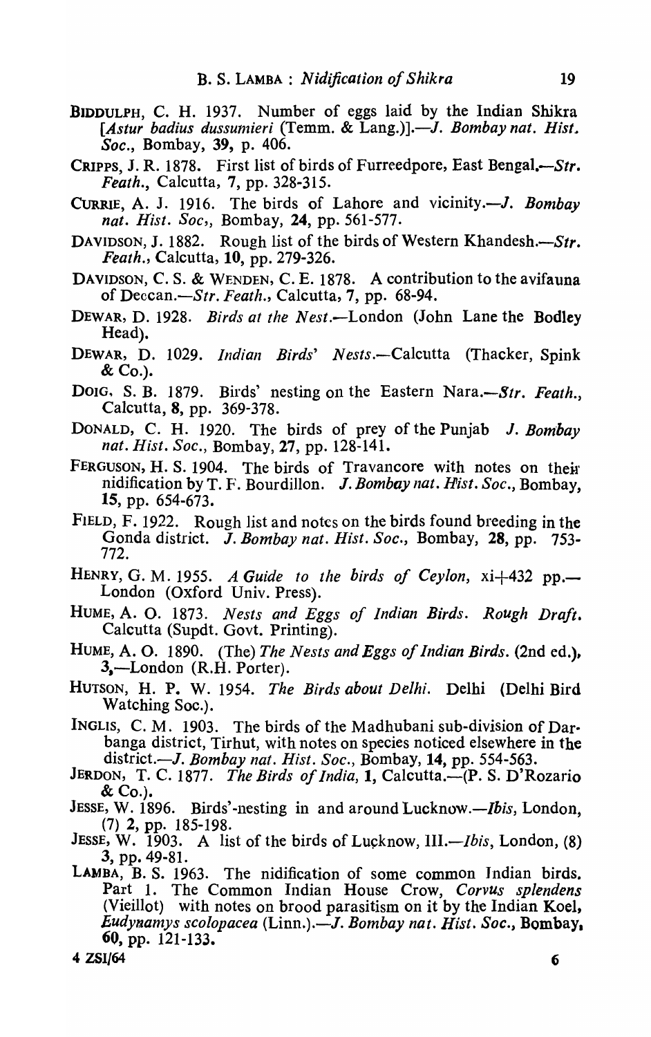BIDDULPH, C. H. 1937. Number of eggs laid by the Indian Shikra [*Astur badius dussumieri* (Temm. & Lang.)].—*J. Bombay nat. Hist. Soc.*, Bombay, **39**, p. 406.

CRIPPS, J. R. 1878. First list of birds of Furreedpore, East Bengal.—*Str. Feath.*, Calcutta, **7**, pp. 328-315.

CURRIE, A. J. 1916. The birds of Lahore and vicinity.—*J. Bombay nat. Hist. Soc*., Bombay, **24**, pp. 561-577.

DAVIDSON, J. 1882. Rough list of the birds of Western Khandesh.—*Str. Feath.*, Calcutta, **10**, pp. 279-326.

DAVIDSON, C. S. & WENDEN, C. E. 1878. A contribution to the avifauna of Deccan.—*Str. Feath.*, Calcutta, **7**, pp. 68-94.

DEWAR, D. 1928. *Birds at the Nest*.—London (John Lane the Bodley Head).

DEWAR, D. 1029. *Indian Birds' Nests*.—Calcutta (Thacker, Spink & Co.).

DOIG, S. B. 1879. Birds' nesting on the Eastern Nara.—*Str. Feath.*, Calcutta, **8**, pp. 369-378.

DONALD, C. H. 1920. The birds of prey of the Punjab *J. Bombay nat. Hist. Soc.*, Bombay, **27**, pp. 128-141.

FERGUSON, H. S. 1904. The birds of Travancore with notes on their nidification by T. F. Bourdillon. *J. Bombay nat. Hist. Soc.*, Bombay, **15**, pp. 654-673.

FIELD, F. 1922. Rough list and notes on the birds found breeding in the Gonda district. *J. Bombay nat. Hist. Soc.*, Bombay, **28**, pp. 753-772.

HENRY, G. M. 1955. *A Guide to the birds of Ceylon*, xi+432 pp.—London (Oxford Univ. Press).

HUME, A. O. 1873. *Nests and Eggs of Indian Birds. Rough Draft.* Calcutta (Supdt. Govt. Printing).

HUME, A. O. 1890. (The) *The Nests and Eggs of Indian Birds.* (2nd ed.), **3**,—London (R.H. Porter).

HUTSON, H. P. W. 1954. *The Birds about Delhi.* Delhi (Delhi Bird Watching Soc.).

INGLIS, C. M. 1903. The birds of the Madhubani sub-division of Darbanga district, Tirhut, with notes on species noticed elsewhere in the district.—*J. Bombay nat. Hist. Soc.*, Bombay, **14**, pp. 554-563.

JERDON, T. C. 1877. *The Birds of India*, **1**, Calcutta.—(P. S. D'Rozario & Co.).

JESSE, W. 1896. Birds'-nesting in and around Lucknow.—*Ibis*, London, (7) **2**, pp. 185-198.

JESSE, W. 1903. A list of the birds of Lucknow, III.—*Ibis*, London, (8) **3**, pp. 49-81.

LAMBA, B. S. 1963. The nidification of some common Indian birds. Part 1. The Common Indian House Crow, *Corvus splendens* (Vieillot) with notes on brood parasitism on it by the Indian Koel, *Eudynamys scolopacea* (Linn.).—*J. Bombay nat. Hist. Soc.*, Bombay, **60**, pp. 121-133.

4 ZSI/64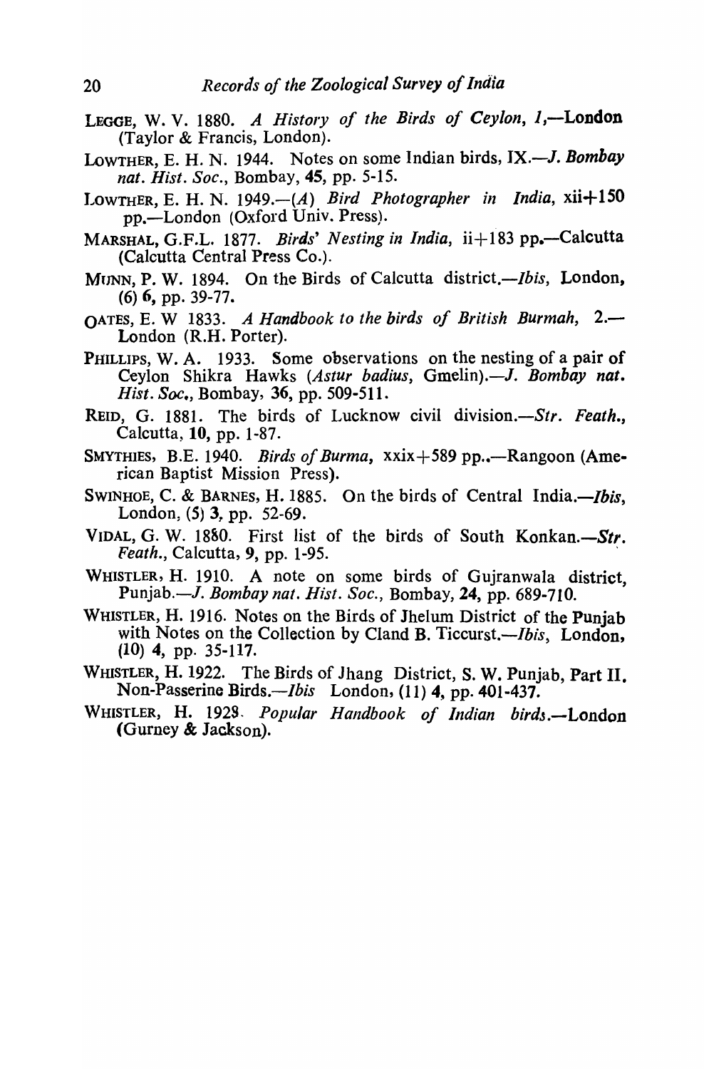LEGGE, W. V. 1880. *A History of the Birds of Ceylon, 1*,—**London** (Taylor & Francis, London).

LOWTHER, E. H. N. 1944. Notes on some Indian birds, IX.—*J. Bombay nat. Hist. Soc.*, Bombay, **45**, pp. 5-15.

LOWTHER, E. H. N. 1949.—*(A) Bird Photographer in India*, xii+150 pp.—London (Oxford Univ. Press).

MARSHAL, G.F.L. 1877. *Birds' Nesting in India*, ii+183 pp.—Calcutta (Calcutta Central Press Co.).

MUNN, P. W. 1894. On the Birds of Calcutta district.—*Ibis*, London, (6) **6**, pp. 39-77.

OATES, E. W 1833. *A Handbook to the birds of British Burmah, 2*.—London (R.H. Porter).

PHILLIPS, W. A. 1933. Some observations on the nesting of a pair of Ceylon Shikra Hawks (*Astur badius*, Gmelin).—*J. Bombay nat. Hist. Soc.*, Bombay, **36**, pp. 509-511.

REID, G. 1881. The birds of Lucknow civil division.—*Str. Feath.*, Calcutta, **10**, pp. 1-87.

SMYTHIES, B.E. 1940. *Birds of Burma*, xxix+589 pp..—Rangoon (American Baptist Mission Press).

SWINHOE, C. & BARNES, H. 1885. On the birds of Central India.—*Ibis*, London, (5) **3**, pp. 52-69.

VIDAL, G. W. 1880. First list of the birds of South Konkan.—*Str. Feath.*, Calcutta, **9**, pp. 1-95.

WHISTLER, H. 1910. A note on some birds of Gujranwala district, Punjab.—*J. Bombay nat. Hist. Soc.*, Bombay, **24**, pp. 689-710.

WHISTLER, H. 1916. Notes on the Birds of Jhelum District of the Punjab with Notes on the Collection by Cland B. Ticcurst.—*Ibis*, London, (10) **4**, pp. 35-117.

WHISTLER, H. 1922. The Birds of Jhang District, S. W. Punjab, Part II. Non-Passerine Birds.—*Ibis* London, (11) **4**, pp. 401-437.

WHISTLER, H. 1928. *Popular Handbook of Indian birds*.—London (Gurney & Jackson).